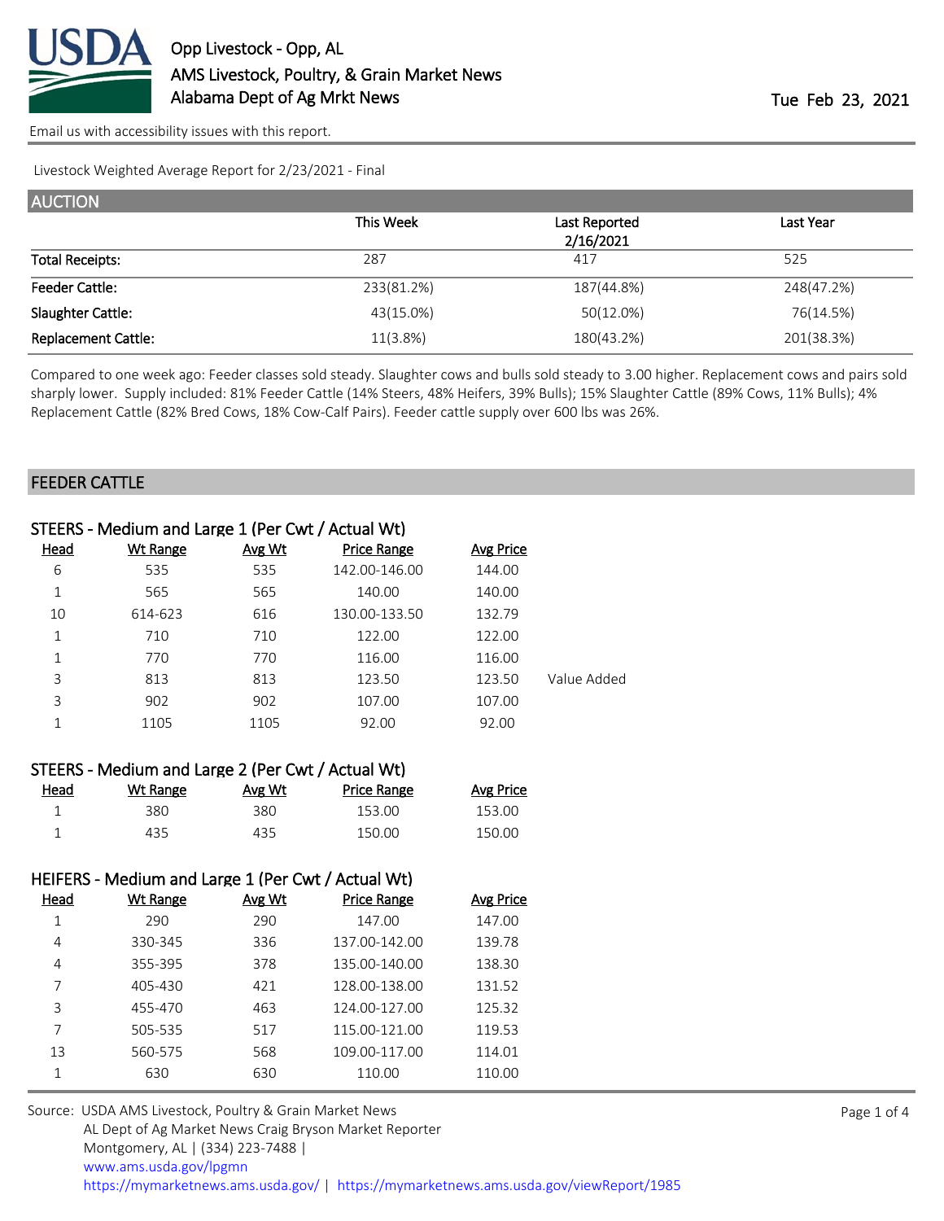# Opp Livestock - Opp, AL

AMS Livestock, Poultry, & Grain Market News
Alabama Dept of Ag Mrkt News

Tue Feb 23, 2021

Email us with accessibility issues with this report.

Livestock Weighted Average Report for 2/23/2021 - Final

## AUCTION

| | This Week | Last Reported 2/16/2021 | Last Year |
|---|---|---|---|
| Total Receipts: | 287 | 417 | 525 |
| Feeder Cattle: | 233(81.2%) | 187(44.8%) | 248(47.2%) |
| Slaughter Cattle: | 43(15.0%) | 50(12.0%) | 76(14.5%) |
| Replacement Cattle: | 11(3.8%) | 180(43.2%) | 201(38.3%) |

Compared to one week ago: Feeder classes sold steady. Slaughter cows and bulls sold steady to 3.00 higher. Replacement cows and pairs sold sharply lower. Supply included: 81% Feeder Cattle (14% Steers, 48% Heifers, 39% Bulls); 15% Slaughter Cattle (89% Cows, 11% Bulls); 4% Replacement Cattle (82% Bred Cows, 18% Cow-Calf Pairs). Feeder cattle supply over 600 lbs was 26%.

## FEEDER CATTLE

### STEERS - Medium and Large 1 (Per Cwt / Actual Wt)

| Head | Wt Range | Avg Wt | Price Range | Avg Price | |
|---|---|---|---|---|---|
| 6 | 535 | 535 | 142.00-146.00 | 144.00 | |
| 1 | 565 | 565 | 140.00 | 140.00 | |
| 10 | 614-623 | 616 | 130.00-133.50 | 132.79 | |
| 1 | 710 | 710 | 122.00 | 122.00 | |
| 1 | 770 | 770 | 116.00 | 116.00 | |
| 3 | 813 | 813 | 123.50 | 123.50 | Value Added |
| 3 | 902 | 902 | 107.00 | 107.00 | |
| 1 | 1105 | 1105 | 92.00 | 92.00 | |

### STEERS - Medium and Large 2 (Per Cwt / Actual Wt)

| Head | Wt Range | Avg Wt | Price Range | Avg Price |
|---|---|---|---|---|
| 1 | 380 | 380 | 153.00 | 153.00 |
| 1 | 435 | 435 | 150.00 | 150.00 |

### HEIFERS - Medium and Large 1 (Per Cwt / Actual Wt)

| Head | Wt Range | Avg Wt | Price Range | Avg Price |
|---|---|---|---|---|
| 1 | 290 | 290 | 147.00 | 147.00 |
| 4 | 330-345 | 336 | 137.00-142.00 | 139.78 |
| 4 | 355-395 | 378 | 135.00-140.00 | 138.30 |
| 7 | 405-430 | 421 | 128.00-138.00 | 131.52 |
| 3 | 455-470 | 463 | 124.00-127.00 | 125.32 |
| 7 | 505-535 | 517 | 115.00-121.00 | 119.53 |
| 13 | 560-575 | 568 | 109.00-117.00 | 114.01 |
| 1 | 630 | 630 | 110.00 | 110.00 |

Source: USDA AMS Livestock, Poultry & Grain Market News
AL Dept of Ag Market News Craig Bryson Market Reporter
Montgomery, AL | (334) 223-7488 |
www.ams.usda.gov/lpgmn
https://mymarketnews.ams.usda.gov/ | https://mymarketnews.ams.usda.gov/viewReport/1985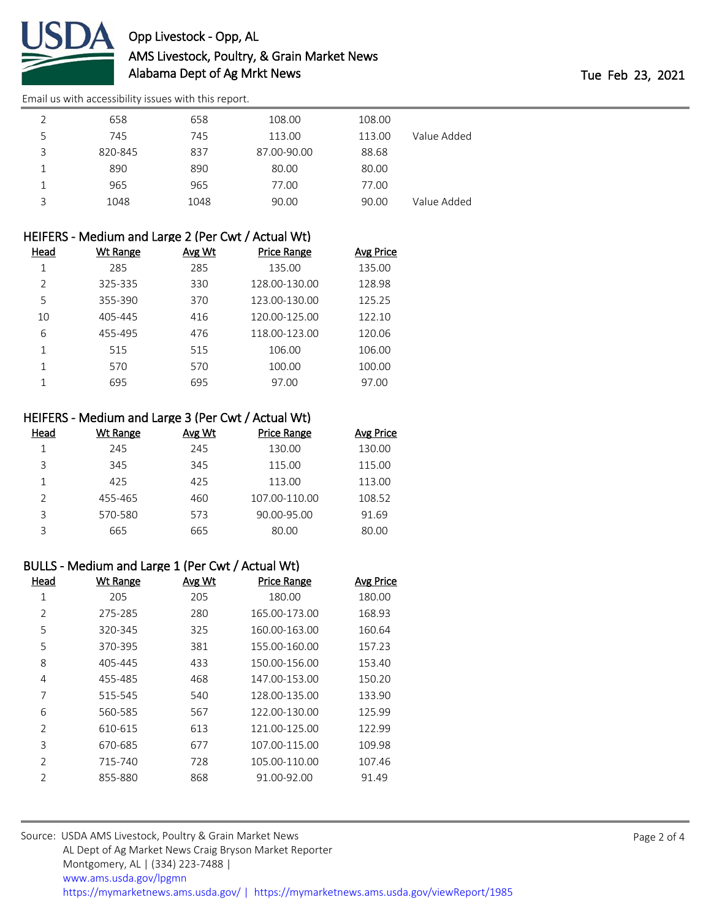| Head | Wt Range | Avg Wt | Price Range | Avg Price | |
|---|---|---|---|---|---|
| 2 | 658 | 658 | 108.00 | 108.00 | |
| 5 | 745 | 745 | 113.00 | 113.00 | Value Added |
| 3 | 820-845 | 837 | 87.00-90.00 | 88.68 | |
| 1 | 890 | 890 | 80.00 | 80.00 | |
| 1 | 965 | 965 | 77.00 | 77.00 | |
| 3 | 1048 | 1048 | 90.00 | 90.00 | Value Added |

## HEIFERS - Medium and Large 2 (Per Cwt / Actual Wt)

| Head | Wt Range | Avg Wt | Price Range | Avg Price |
|---|---|---|---|---|
| 1 | 285 | 285 | 135.00 | 135.00 |
| 2 | 325-335 | 330 | 128.00-130.00 | 128.98 |
| 5 | 355-390 | 370 | 123.00-130.00 | 125.25 |
| 10 | 405-445 | 416 | 120.00-125.00 | 122.10 |
| 6 | 455-495 | 476 | 118.00-123.00 | 120.06 |
| 1 | 515 | 515 | 106.00 | 106.00 |
| 1 | 570 | 570 | 100.00 | 100.00 |
| 1 | 695 | 695 | 97.00 | 97.00 |

## HEIFERS - Medium and Large 3 (Per Cwt / Actual Wt)

| Head | Wt Range | Avg Wt | Price Range | Avg Price |
|---|---|---|---|---|
| 1 | 245 | 245 | 130.00 | 130.00 |
| 3 | 345 | 345 | 115.00 | 115.00 |
| 1 | 425 | 425 | 113.00 | 113.00 |
| 2 | 455-465 | 460 | 107.00-110.00 | 108.52 |
| 3 | 570-580 | 573 | 90.00-95.00 | 91.69 |
| 3 | 665 | 665 | 80.00 | 80.00 |

## BULLS - Medium and Large 1 (Per Cwt / Actual Wt)

| Head | Wt Range | Avg Wt | Price Range | Avg Price |
|---|---|---|---|---|
| 1 | 205 | 205 | 180.00 | 180.00 |
| 2 | 275-285 | 280 | 165.00-173.00 | 168.93 |
| 5 | 320-345 | 325 | 160.00-163.00 | 160.64 |
| 5 | 370-395 | 381 | 155.00-160.00 | 157.23 |
| 8 | 405-445 | 433 | 150.00-156.00 | 153.40 |
| 4 | 455-485 | 468 | 147.00-153.00 | 150.20 |
| 7 | 515-545 | 540 | 128.00-135.00 | 133.90 |
| 6 | 560-585 | 567 | 122.00-130.00 | 125.99 |
| 2 | 610-615 | 613 | 121.00-125.00 | 122.99 |
| 3 | 670-685 | 677 | 107.00-115.00 | 109.98 |
| 2 | 715-740 | 728 | 105.00-110.00 | 107.46 |
| 2 | 855-880 | 868 | 91.00-92.00 | 91.49 |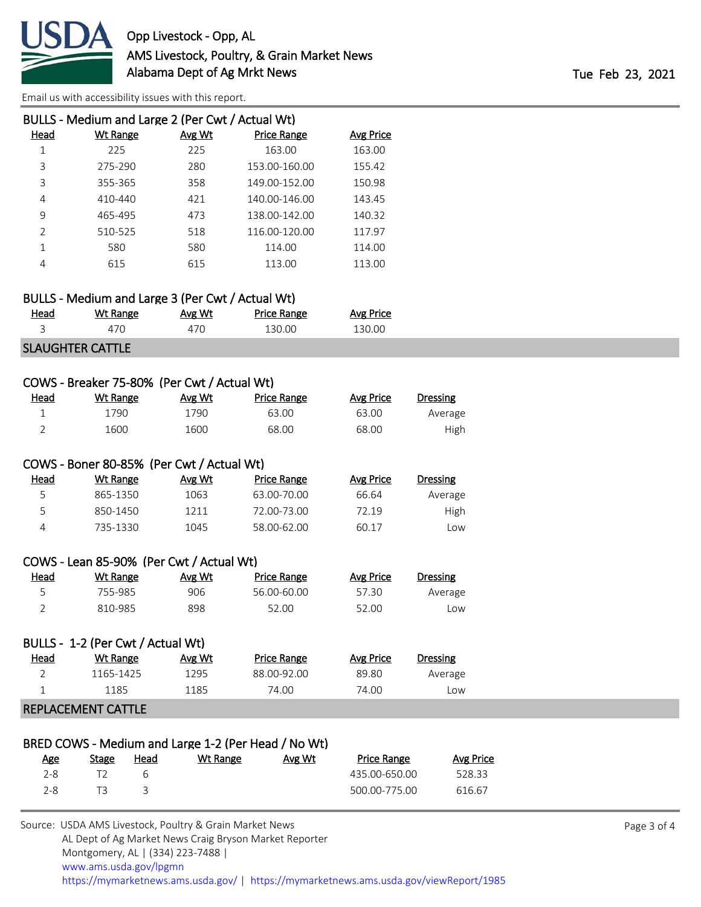Opp Livestock - Opp, AL
AMS Livestock, Poultry, & Grain Market News
Alabama Dept of Ag Mrkt News

Tue Feb 23, 2021

Email us with accessibility issues with this report.

### BULLS - Medium and Large 2 (Per Cwt / Actual Wt)

| Head | Wt Range | Avg Wt | Price Range | Avg Price |
|---|---|---|---|---|
| 1 | 225 | 225 | 163.00 | 163.00 |
| 3 | 275-290 | 280 | 153.00-160.00 | 155.42 |
| 3 | 355-365 | 358 | 149.00-152.00 | 150.98 |
| 4 | 410-440 | 421 | 140.00-146.00 | 143.45 |
| 9 | 465-495 | 473 | 138.00-142.00 | 140.32 |
| 2 | 510-525 | 518 | 116.00-120.00 | 117.97 |
| 1 | 580 | 580 | 114.00 | 114.00 |
| 4 | 615 | 615 | 113.00 | 113.00 |

### BULLS - Medium and Large 3 (Per Cwt / Actual Wt)

| Head | Wt Range | Avg Wt | Price Range | Avg Price |
|---|---|---|---|---|
| 3 | 470 | 470 | 130.00 | 130.00 |

## SLAUGHTER CATTLE

### COWS - Breaker 75-80% (Per Cwt / Actual Wt)

| Head | Wt Range | Avg Wt | Price Range | Avg Price | Dressing |
|---|---|---|---|---|---|
| 1 | 1790 | 1790 | 63.00 | 63.00 | Average |
| 2 | 1600 | 1600 | 68.00 | 68.00 | High |

### COWS - Boner 80-85% (Per Cwt / Actual Wt)

| Head | Wt Range | Avg Wt | Price Range | Avg Price | Dressing |
|---|---|---|---|---|---|
| 5 | 865-1350 | 1063 | 63.00-70.00 | 66.64 | Average |
| 5 | 850-1450 | 1211 | 72.00-73.00 | 72.19 | High |
| 4 | 735-1330 | 1045 | 58.00-62.00 | 60.17 | Low |

### COWS - Lean 85-90% (Per Cwt / Actual Wt)

| Head | Wt Range | Avg Wt | Price Range | Avg Price | Dressing |
|---|---|---|---|---|---|
| 5 | 755-985 | 906 | 56.00-60.00 | 57.30 | Average |
| 2 | 810-985 | 898 | 52.00 | 52.00 | Low |

### BULLS - 1-2 (Per Cwt / Actual Wt)

| Head | Wt Range | Avg Wt | Price Range | Avg Price | Dressing |
|---|---|---|---|---|---|
| 2 | 1165-1425 | 1295 | 88.00-92.00 | 89.80 | Average |
| 1 | 1185 | 1185 | 74.00 | 74.00 | Low |

## REPLACEMENT CATTLE

### BRED COWS - Medium and Large 1-2 (Per Head / No Wt)

| Age | Stage | Head | Wt Range | Avg Wt | Price Range | Avg Price |
|---|---|---|---|---|---|---|
| 2-8 | T2 | 6 | | | 435.00-650.00 | 528.33 |
| 2-8 | T3 | 3 | | | 500.00-775.00 | 616.67 |

Source: USDA AMS Livestock, Poultry & Grain Market News
AL Dept of Ag Market News Craig Bryson Market Reporter
Montgomery, AL | (334) 223-7488 |
www.ams.usda.gov/lpgmn
https://mymarketnews.ams.usda.gov/ | https://mymarketnews.ams.usda.gov/viewReport/1985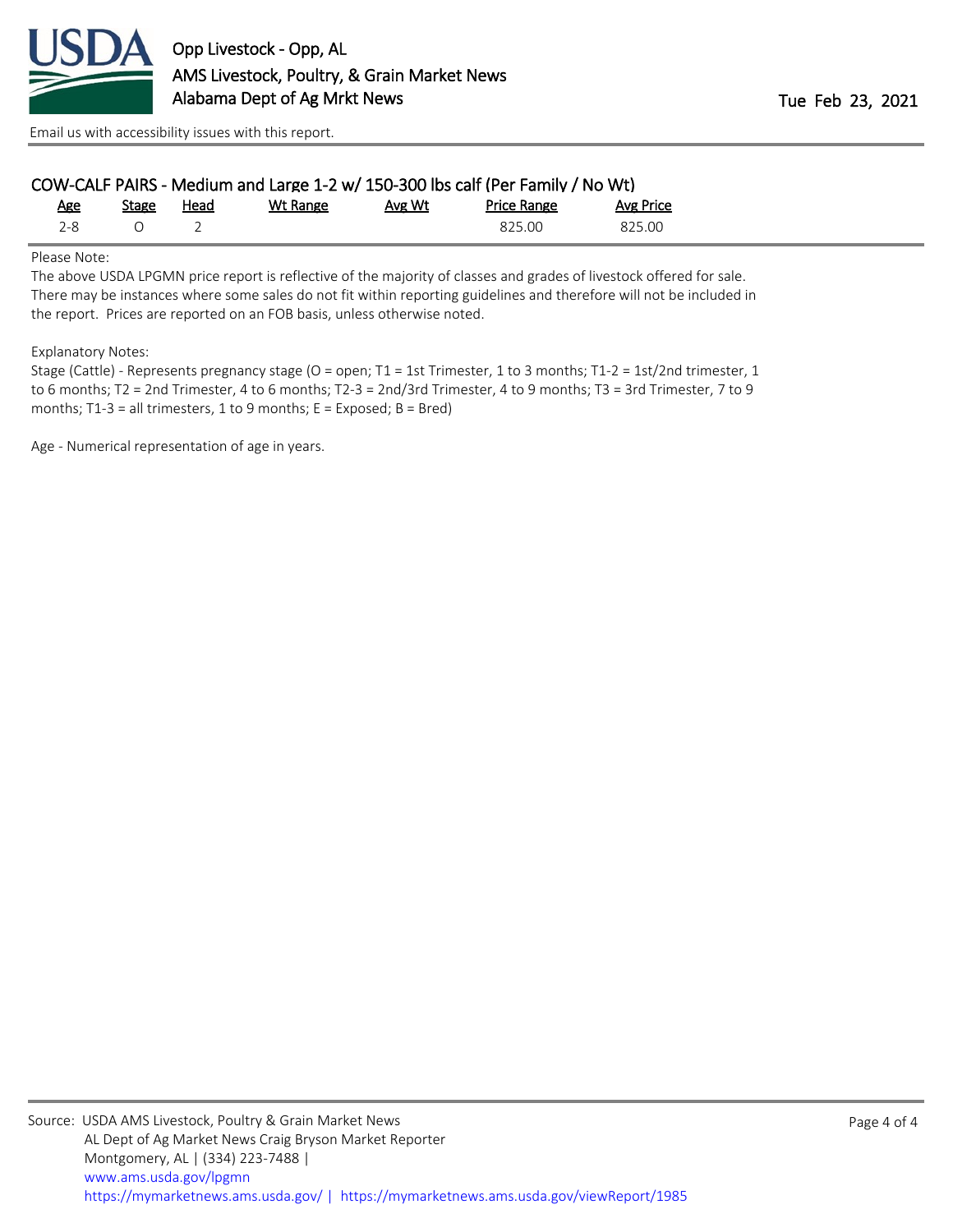Email us with accessibility issues with this report.

### COW-CALF PAIRS - Medium and Large 1-2 w/ 150-300 lbs calf (Per Family / No Wt)

| Age | Stage | Head | Wt Range | Avg Wt | Price Range | Avg Price |
|---|---|---|---|---|---|---|
| 2-8 | O | 2 | | | 825.00 | 825.00 |

Please Note:
The above USDA LPGMN price report is reflective of the majority of classes and grades of livestock offered for sale. There may be instances where some sales do not fit within reporting guidelines and therefore will not be included in the report. Prices are reported on an FOB basis, unless otherwise noted.

Explanatory Notes:
Stage (Cattle) - Represents pregnancy stage (O = open; T1 = 1st Trimester, 1 to 3 months; T1-2 = 1st/2nd trimester, 1 to 6 months; T2 = 2nd Trimester, 4 to 6 months; T2-3 = 2nd/3rd Trimester, 4 to 9 months; T3 = 3rd Trimester, 7 to 9 months; T1-3 = all trimesters, 1 to 9 months; E = Exposed; B = Bred)

Age - Numerical representation of age in years.

Source: USDA AMS Livestock, Poultry & Grain Market News
AL Dept of Ag Market News Craig Bryson Market Reporter
Montgomery, AL | (334) 223-7488 |
www.ams.usda.gov/lpgmn
https://mymarketnews.ams.usda.gov/ | https://mymarketnews.ams.usda.gov/viewReport/1985